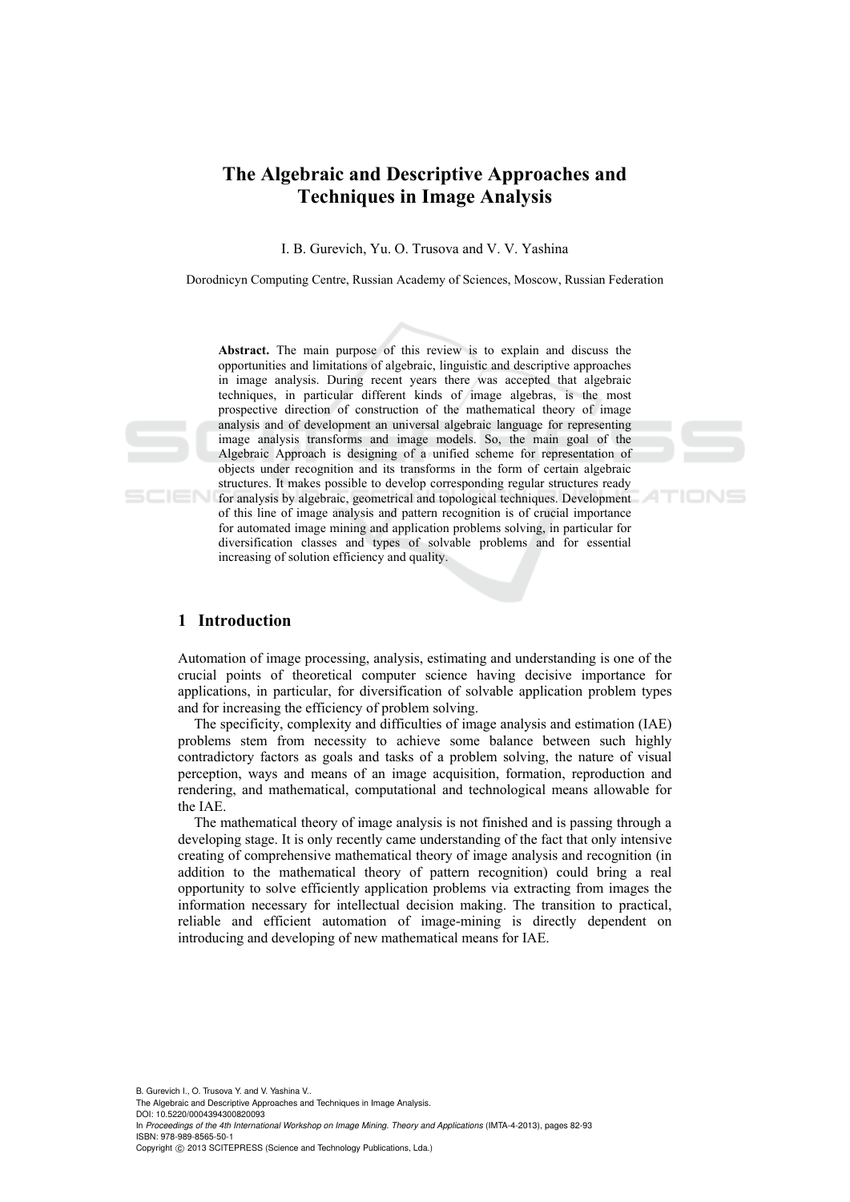# The Algebraic and Descriptive Approaches and Techniques in Image Analysis

I. B. Gurevich, Yu. O. Trusova and V. V. Yashina

Dorodnicyn Computing Centre, Russian Academy of Sciences, Moscow, Russian Federation

**Abstract.** The main purpose of this review is to explain and discuss the opportunities and limitations of algebraic, linguistic and descriptive approaches in image analysis. During recent years there was accepted that algebraic techniques, in particular different kinds of image algebras, is the most prospective direction of construction of the mathematical theory of image analysis and of development an universal algebraic language for representing image analysis transforms and image models. So, the main goal of the Algebraic Approach is designing of a unified scheme for representation of objects under recognition and its transforms in the form of certain algebraic structures. It makes possible to develop corresponding regular structures ready for analysis by algebraic, geometrical and topological techniques. Development of this line of image analysis and pattern recognition is of crucial importance for automated image mining and application problems solving, in particular for diversification classes and types of solvable problems and for essential increasing of solution efficiency and quality.

## 1 Introduction

Automation of image processing, analysis, estimating and understanding is one of the crucial points of theoretical computer science having decisive importance for applications, in particular, for diversification of solvable application problem types and for increasing the efficiency of problem solving.

The specificity, complexity and difficulties of image analysis and estimation (IAE) problems stem from necessity to achieve some balance between such highly contradictory factors as goals and tasks of a problem solving, the nature of visual perception, ways and means of an image acquisition, formation, reproduction and rendering, and mathematical, computational and technological means allowable for the IAE.

The mathematical theory of image analysis is not finished and is passing through a developing stage. It is only recently came understanding of the fact that only intensive creating of comprehensive mathematical theory of image analysis and recognition (in addition to the mathematical theory of pattern recognition) could bring a real opportunity to solve efficiently application problems via extracting from images the information necessary for intellectual decision making. The transition to practical, reliable and efficient automation of image-mining is directly dependent on introducing and developing of new mathematical means for IAE.

B. Gurevich I., O. Trusova Y. and V. Yashina V..
The Algebraic and Descriptive Approaches and Techniques in Image Analysis.
DOI: 10.5220/0004394300820093
In *Proceedings of the 4th International Workshop on Image Mining. Theory and Applications* (IMTA-4-2013), pages 82-93
ISBN: 978-989-8565-50-1
Copyright © 2013 SCITEPRESS (Science and Technology Publications, Lda.)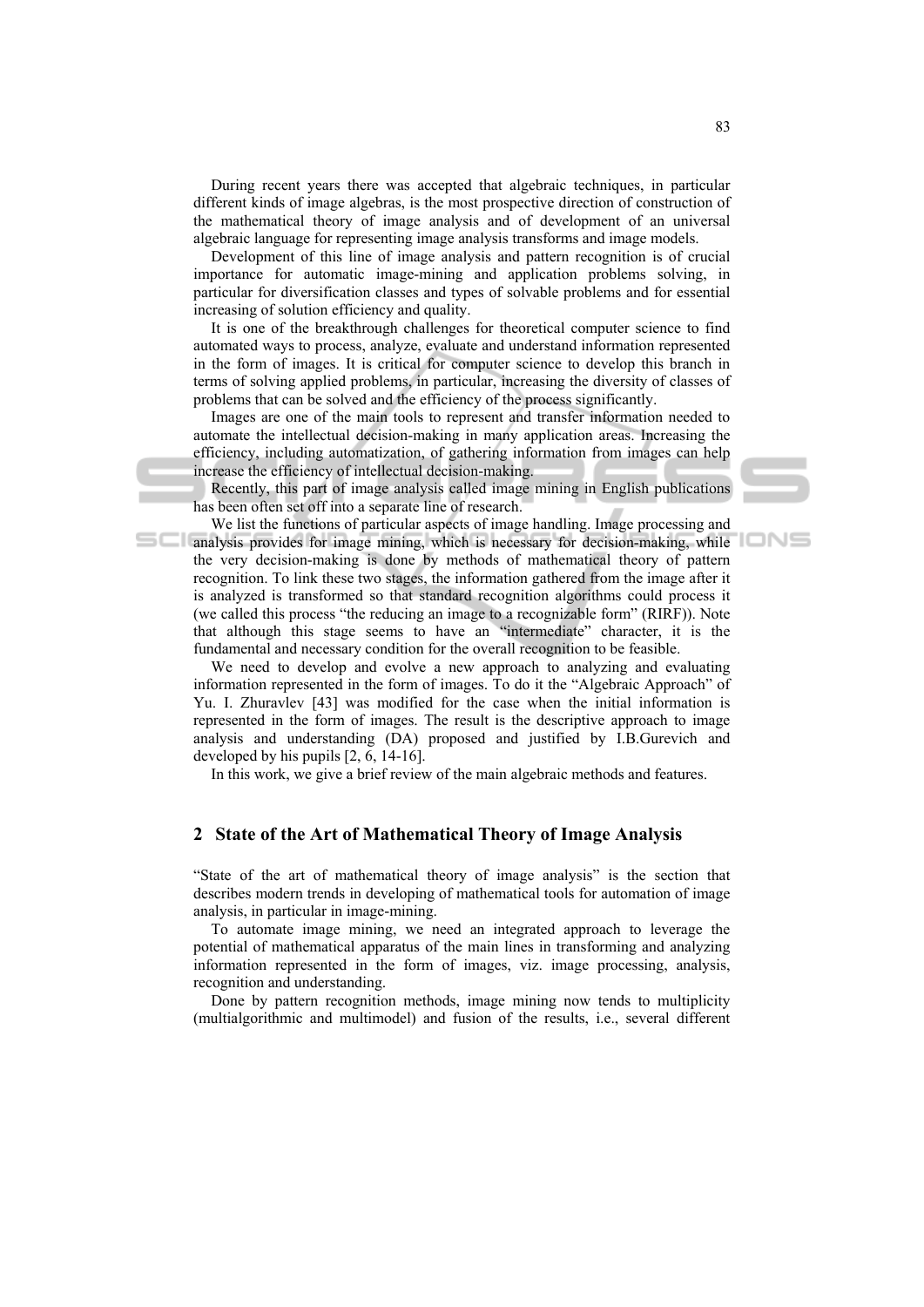During recent years there was accepted that algebraic techniques, in particular different kinds of image algebras, is the most prospective direction of construction of the mathematical theory of image analysis and of development of an universal algebraic language for representing image analysis transforms and image models.

Development of this line of image analysis and pattern recognition is of crucial importance for automatic image-mining and application problems solving, in particular for diversification classes and types of solvable problems and for essential increasing of solution efficiency and quality.

It is one of the breakthrough challenges for theoretical computer science to find automated ways to process, analyze, evaluate and understand information represented in the form of images. It is critical for computer science to develop this branch in terms of solving applied problems, in particular, increasing the diversity of classes of problems that can be solved and the efficiency of the process significantly.

Images are one of the main tools to represent and transfer information needed to automate the intellectual decision-making in many application areas. Increasing the efficiency, including automatization, of gathering information from images can help increase the efficiency of intellectual decision-making.

Recently, this part of image analysis called image mining in English publications has been often set off into a separate line of research.

We list the functions of particular aspects of image handling. Image processing and analysis provides for image mining, which is necessary for decision-making, while the very decision-making is done by methods of mathematical theory of pattern recognition. To link these two stages, the information gathered from the image after it is analyzed is transformed so that standard recognition algorithms could process it (we called this process "the reducing an image to a recognizable form" (RIRF)). Note that although this stage seems to have an "intermediate" character, it is the fundamental and necessary condition for the overall recognition to be feasible.

We need to develop and evolve a new approach to analyzing and evaluating information represented in the form of images. To do it the "Algebraic Approach" of Yu. I. Zhuravlev [43] was modified for the case when the initial information is represented in the form of images. The result is the descriptive approach to image analysis and understanding (DA) proposed and justified by I.B.Gurevich and developed by his pupils [2, 6, 14-16].

In this work, we give a brief review of the main algebraic methods and features.

## 2 State of the Art of Mathematical Theory of Image Analysis

"State of the art of mathematical theory of image analysis" is the section that describes modern trends in developing of mathematical tools for automation of image analysis, in particular in image-mining.

To automate image mining, we need an integrated approach to leverage the potential of mathematical apparatus of the main lines in transforming and analyzing information represented in the form of images, viz. image processing, analysis, recognition and understanding.

Done by pattern recognition methods, image mining now tends to multiplicity (multialgorithmic and multimodel) and fusion of the results, i.e., several different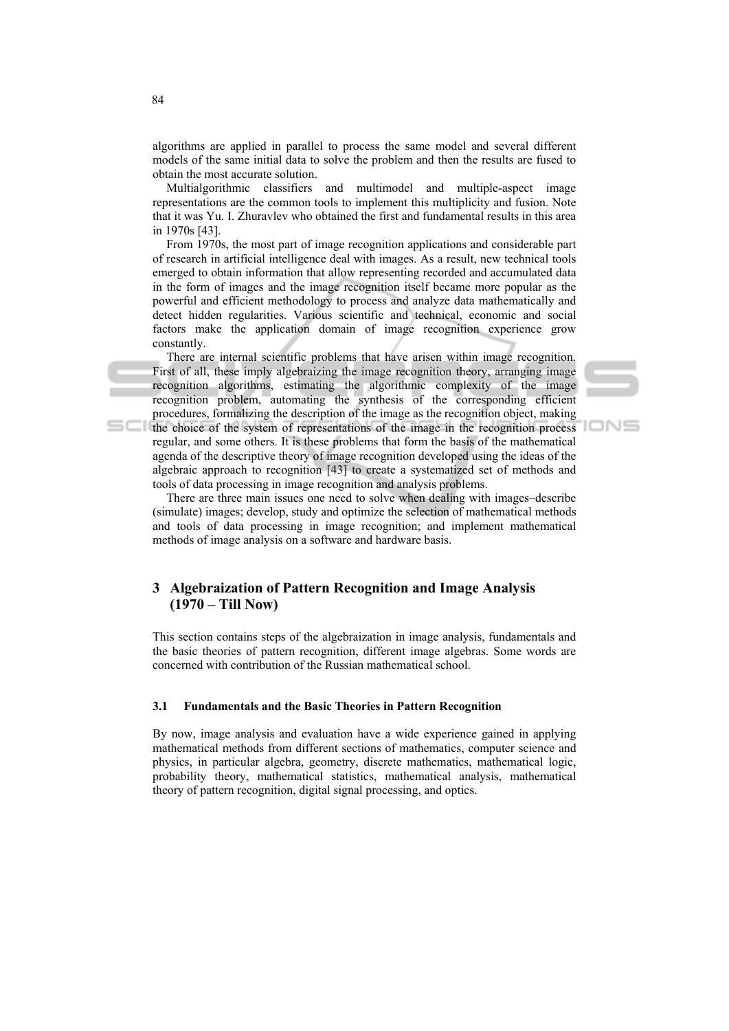algorithms are applied in parallel to process the same model and several different models of the same initial data to solve the problem and then the results are fused to obtain the most accurate solution.

Multialgorithmic classifiers and multimodel and multiple-aspect image representations are the common tools to implement this multiplicity and fusion. Note that it was Yu. I. Zhuravlev who obtained the first and fundamental results in this area in 1970s [43].

From 1970s, the most part of image recognition applications and considerable part of research in artificial intelligence deal with images. As a result, new technical tools emerged to obtain information that allow representing recorded and accumulated data in the form of images and the image recognition itself became more popular as the powerful and efficient methodology to process and analyze data mathematically and detect hidden regularities. Various scientific and technical, economic and social factors make the application domain of image recognition experience grow constantly.

There are internal scientific problems that have arisen within image recognition. First of all, these imply algebraizing the image recognition theory, arranging image recognition algorithms, estimating the algorithmic complexity of the image recognition problem, automating the synthesis of the corresponding efficient procedures, formalizing the description of the image as the recognition object, making the choice of the system of representations of the image in the recognition process regular, and some others. It is these problems that form the basis of the mathematical agenda of the descriptive theory of image recognition developed using the ideas of the algebraic approach to recognition [43] to create a systematized set of methods and tools of data processing in image recognition and analysis problems.

There are three main issues one need to solve when dealing with images–describe (simulate) images; develop, study and optimize the selection of mathematical methods and tools of data processing in image recognition; and implement mathematical methods of image analysis on a software and hardware basis.

## 3 Algebraization of Pattern Recognition and Image Analysis (1970 – Till Now)

This section contains steps of the algebraization in image analysis, fundamentals and the basic theories of pattern recognition, different image algebras. Some words are concerned with contribution of the Russian mathematical school.

### 3.1 Fundamentals and the Basic Theories in Pattern Recognition

By now, image analysis and evaluation have a wide experience gained in applying mathematical methods from different sections of mathematics, computer science and physics, in particular algebra, geometry, discrete mathematics, mathematical logic, probability theory, mathematical statistics, mathematical analysis, mathematical theory of pattern recognition, digital signal processing, and optics.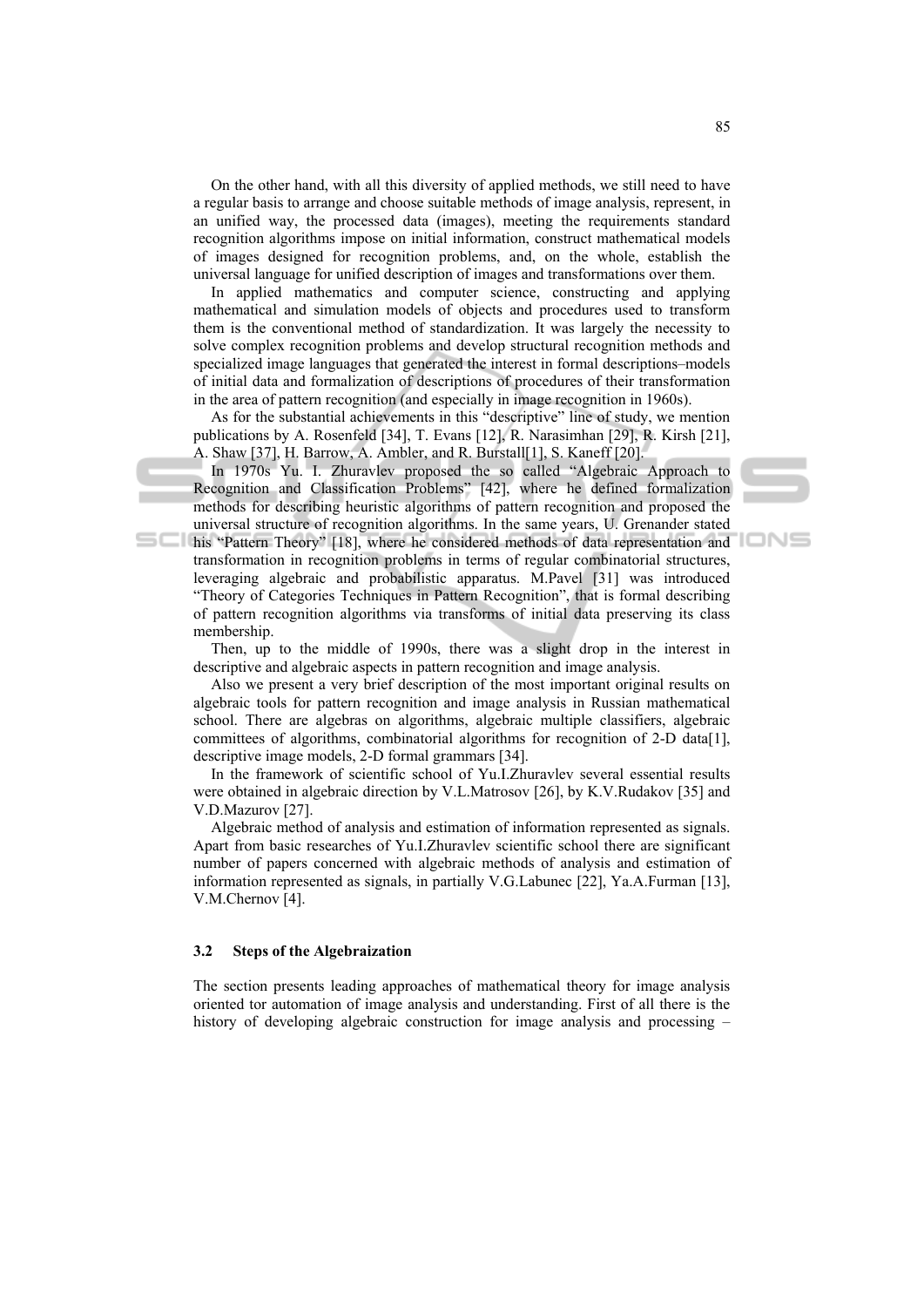On the other hand, with all this diversity of applied methods, we still need to have a regular basis to arrange and choose suitable methods of image analysis, represent, in an unified way, the processed data (images), meeting the requirements standard recognition algorithms impose on initial information, construct mathematical models of images designed for recognition problems, and, on the whole, establish the universal language for unified description of images and transformations over them.

In applied mathematics and computer science, constructing and applying mathematical and simulation models of objects and procedures used to transform them is the conventional method of standardization. It was largely the necessity to solve complex recognition problems and develop structural recognition methods and specialized image languages that generated the interest in formal descriptions–models of initial data and formalization of descriptions of procedures of their transformation in the area of pattern recognition (and especially in image recognition in 1960s).

As for the substantial achievements in this "descriptive" line of study, we mention publications by A. Rosenfeld [34], T. Evans [12], R. Narasimhan [29], R. Kirsh [21], A. Shaw [37], H. Barrow, A. Ambler, and R. Burstall[1], S. Kaneff [20].

In 1970s Yu. I. Zhuravlev proposed the so called "Algebraic Approach to Recognition and Classification Problems" [42], where he defined formalization methods for describing heuristic algorithms of pattern recognition and proposed the universal structure of recognition algorithms. In the same years, U. Grenander stated his "Pattern Theory" [18], where he considered methods of data representation and transformation in recognition problems in terms of regular combinatorial structures, leveraging algebraic and probabilistic apparatus. M.Pavel [31] was introduced "Theory of Categories Techniques in Pattern Recognition", that is formal describing of pattern recognition algorithms via transforms of initial data preserving its class membership.

Then, up to the middle of 1990s, there was a slight drop in the interest in descriptive and algebraic aspects in pattern recognition and image analysis.

Also we present a very brief description of the most important original results on algebraic tools for pattern recognition and image analysis in Russian mathematical school. There are algebras on algorithms, algebraic multiple classifiers, algebraic committees of algorithms, combinatorial algorithms for recognition of 2-D data[1], descriptive image models, 2-D formal grammars [34].

In the framework of scientific school of Yu.I.Zhuravlev several essential results were obtained in algebraic direction by V.L.Matrosov [26], by K.V.Rudakov [35] and V.D.Mazurov [27].

Algebraic method of analysis and estimation of information represented as signals. Apart from basic researches of Yu.I.Zhuravlev scientific school there are significant number of papers concerned with algebraic methods of analysis and estimation of information represented as signals, in partially V.G.Labunec [22], Ya.A.Furman [13], V.M.Chernov [4].

### 3.2 Steps of the Algebraization

The section presents leading approaches of mathematical theory for image analysis oriented tor automation of image analysis and understanding. First of all there is the history of developing algebraic construction for image analysis and processing –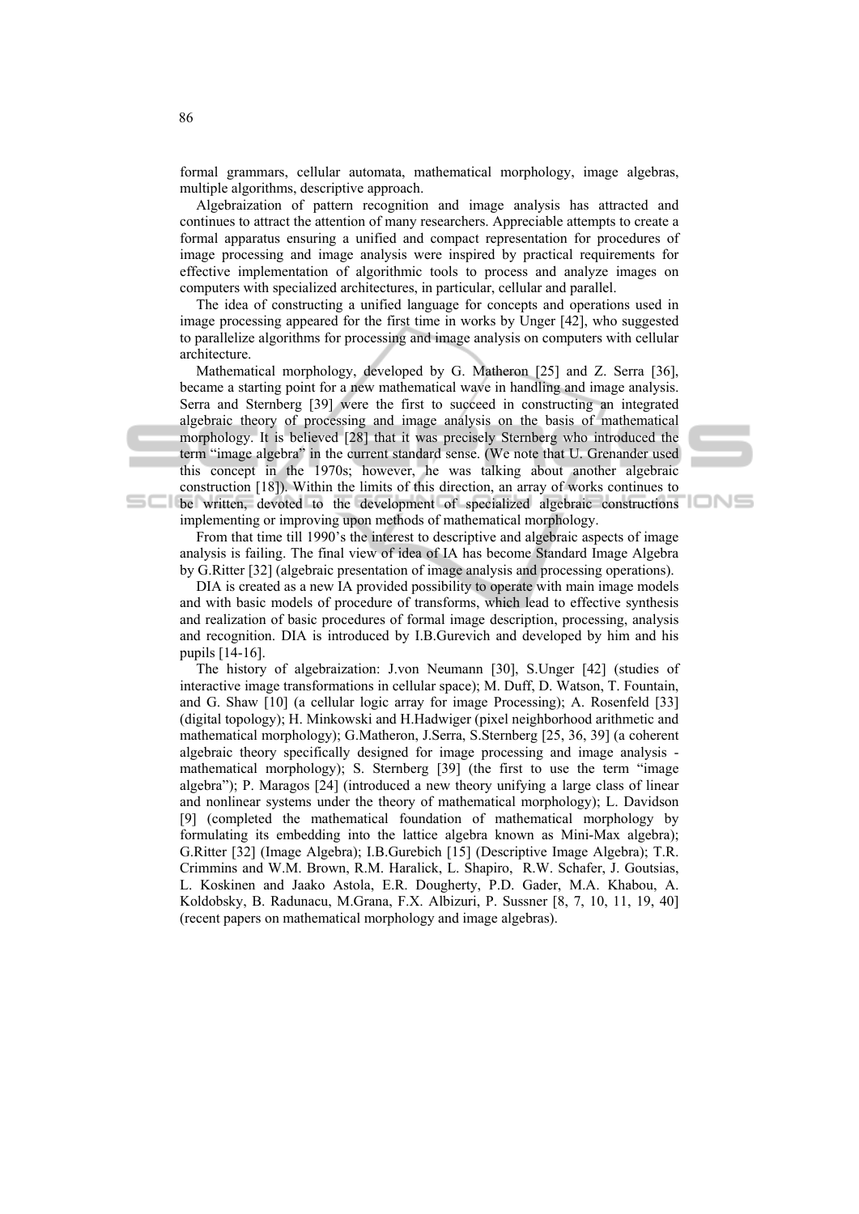formal grammars, cellular automata, mathematical morphology, image algebras, multiple algorithms, descriptive approach.

Algebraization of pattern recognition and image analysis has attracted and continues to attract the attention of many researchers. Appreciable attempts to create a formal apparatus ensuring a unified and compact representation for procedures of image processing and image analysis were inspired by practical requirements for effective implementation of algorithmic tools to process and analyze images on computers with specialized architectures, in particular, cellular and parallel.

The idea of constructing a unified language for concepts and operations used in image processing appeared for the first time in works by Unger [42], who suggested to parallelize algorithms for processing and image analysis on computers with cellular architecture.

Mathematical morphology, developed by G. Matheron [25] and Z. Serra [36], became a starting point for a new mathematical wave in handling and image analysis. Serra and Sternberg [39] were the first to succeed in constructing an integrated algebraic theory of processing and image analysis on the basis of mathematical morphology. It is believed [28] that it was precisely Sternberg who introduced the term "image algebra" in the current standard sense. (We note that U. Grenander used this concept in the 1970s; however, he was talking about another algebraic construction [18]). Within the limits of this direction, an array of works continues to be written, devoted to the development of specialized algebraic constructions implementing or improving upon methods of mathematical morphology.

From that time till 1990's the interest to descriptive and algebraic aspects of image analysis is failing. The final view of idea of IA has become Standard Image Algebra by G.Ritter [32] (algebraic presentation of image analysis and processing operations).

DIA is created as a new IA provided possibility to operate with main image models and with basic models of procedure of transforms, which lead to effective synthesis and realization of basic procedures of formal image description, processing, analysis and recognition. DIA is introduced by I.B.Gurevich and developed by him and his pupils [14-16].

The history of algebraization: J.von Neumann [30], S.Unger [42] (studies of interactive image transformations in cellular space); M. Duff, D. Watson, T. Fountain, and G. Shaw [10] (a cellular logic array for image Processing); A. Rosenfeld [33] (digital topology); H. Minkowski and H.Hadwiger (pixel neighborhood arithmetic and mathematical morphology); G.Matheron, J.Serra, S.Sternberg [25, 36, 39] (a coherent algebraic theory specifically designed for image processing and image analysis - mathematical morphology); S. Sternberg [39] (the first to use the term "image algebra"); P. Maragos [24] (introduced a new theory unifying a large class of linear and nonlinear systems under the theory of mathematical morphology); L. Davidson [9] (completed the mathematical foundation of mathematical morphology by formulating its embedding into the lattice algebra known as Mini-Max algebra); G.Ritter [32] (Image Algebra); I.B.Gurebich [15] (Descriptive Image Algebra); T.R. Crimmins and W.M. Brown, R.M. Haralick, L. Shapiro, R.W. Schafer, J. Goutsias, L. Koskinen and Jaako Astola, E.R. Dougherty, P.D. Gader, M.A. Khabou, A. Koldobsky, B. Radunacu, M.Grana, F.X. Albizuri, P. Sussner [8, 7, 10, 11, 19, 40] (recent papers on mathematical morphology and image algebras).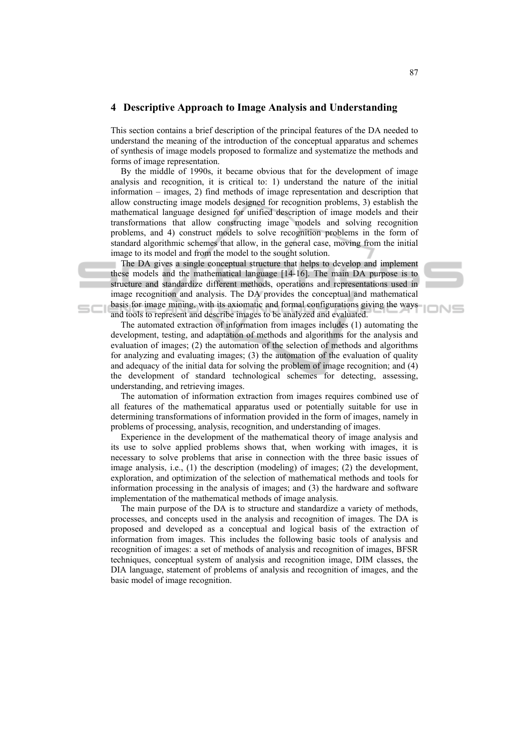## 4 Descriptive Approach to Image Analysis and Understanding

This section contains a brief description of the principal features of the DA needed to understand the meaning of the introduction of the conceptual apparatus and schemes of synthesis of image models proposed to formalize and systematize the methods and forms of image representation.

By the middle of 1990s, it became obvious that for the development of image analysis and recognition, it is critical to: 1) understand the nature of the initial information – images, 2) find methods of image representation and description that allow constructing image models designed for recognition problems, 3) establish the mathematical language designed for unified description of image models and their transformations that allow constructing image models and solving recognition problems, and 4) construct models to solve recognition problems in the form of standard algorithmic schemes that allow, in the general case, moving from the initial image to its model and from the model to the sought solution.

The DA gives a single conceptual structure that helps to develop and implement these models and the mathematical language [14-16]. The main DA purpose is to structure and standardize different methods, operations and representations used in image recognition and analysis. The DA provides the conceptual and mathematical basis for image mining, with its axiomatic and formal configurations giving the ways and tools to represent and describe images to be analyzed and evaluated.

The automated extraction of information from images includes (1) automating the development, testing, and adaptation of methods and algorithms for the analysis and evaluation of images; (2) the automation of the selection of methods and algorithms for analyzing and evaluating images; (3) the automation of the evaluation of quality and adequacy of the initial data for solving the problem of image recognition; and (4) the development of standard technological schemes for detecting, assessing, understanding, and retrieving images.

The automation of information extraction from images requires combined use of all features of the mathematical apparatus used or potentially suitable for use in determining transformations of information provided in the form of images, namely in problems of processing, analysis, recognition, and understanding of images.

Experience in the development of the mathematical theory of image analysis and its use to solve applied problems shows that, when working with images, it is necessary to solve problems that arise in connection with the three basic issues of image analysis, i.e., (1) the description (modeling) of images; (2) the development, exploration, and optimization of the selection of mathematical methods and tools for information processing in the analysis of images; and (3) the hardware and software implementation of the mathematical methods of image analysis.

The main purpose of the DA is to structure and standardize a variety of methods, processes, and concepts used in the analysis and recognition of images. The DA is proposed and developed as a conceptual and logical basis of the extraction of information from images. This includes the following basic tools of analysis and recognition of images: a set of methods of analysis and recognition of images, BFSR techniques, conceptual system of analysis and recognition image, DIM classes, the DIA language, statement of problems of analysis and recognition of images, and the basic model of image recognition.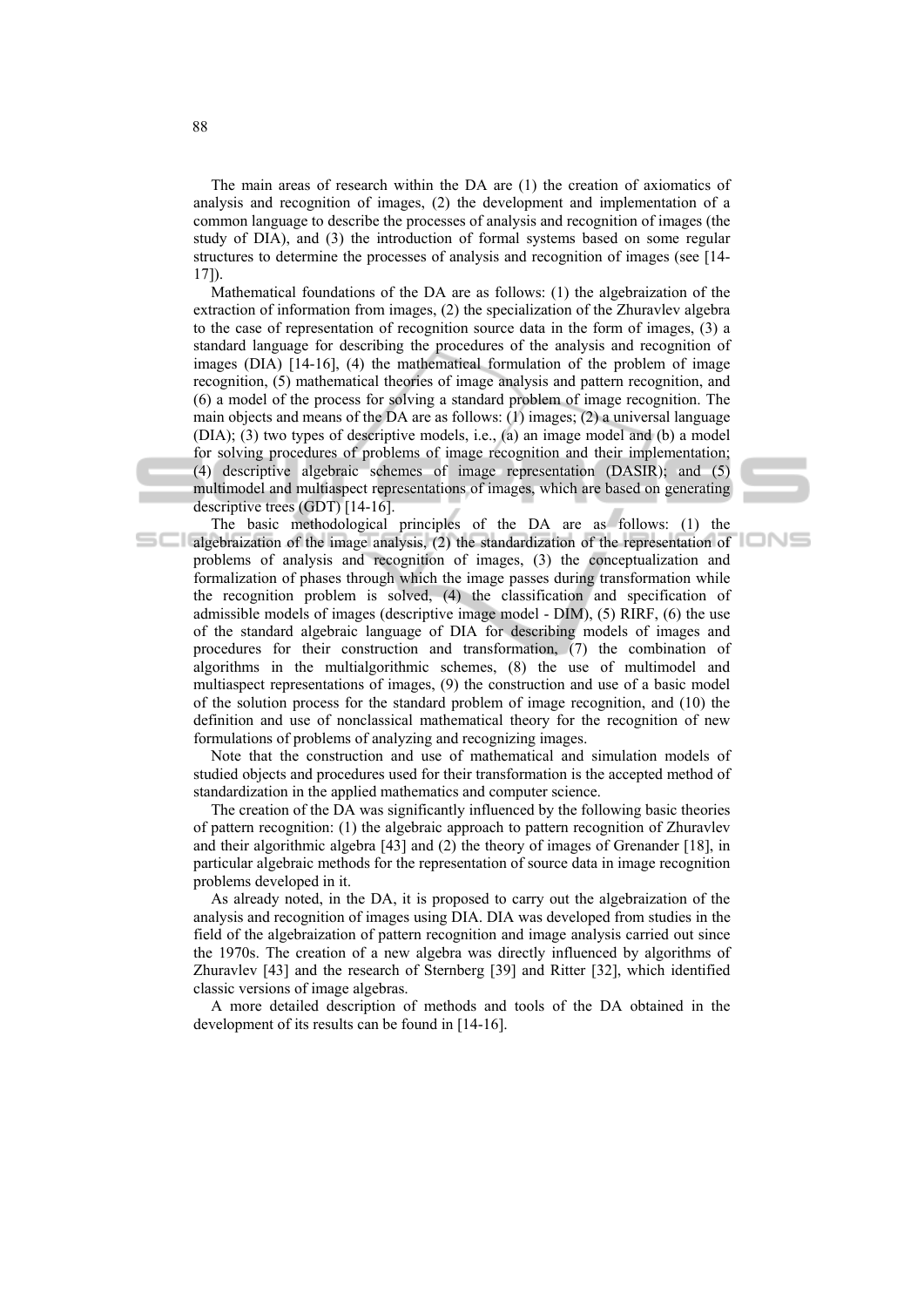The main areas of research within the DA are (1) the creation of axiomatics of analysis and recognition of images, (2) the development and implementation of a common language to describe the processes of analysis and recognition of images (the study of DIA), and (3) the introduction of formal systems based on some regular structures to determine the processes of analysis and recognition of images (see [14-17]).

Mathematical foundations of the DA are as follows: (1) the algebraization of the extraction of information from images, (2) the specialization of the Zhuravlev algebra to the case of representation of recognition source data in the form of images, (3) a standard language for describing the procedures of the analysis and recognition of images (DIA) [14-16], (4) the mathematical formulation of the problem of image recognition, (5) mathematical theories of image analysis and pattern recognition, and (6) a model of the process for solving a standard problem of image recognition. The main objects and means of the DA are as follows: (1) images; (2) a universal language (DIA); (3) two types of descriptive models, i.e., (a) an image model and (b) a model for solving procedures of problems of image recognition and their implementation; (4) descriptive algebraic schemes of image representation (DASIR); and (5) multimodel and multiaspect representations of images, which are based on generating descriptive trees (GDT) [14-16].

The basic methodological principles of the DA are as follows: (1) the algebraization of the image analysis, (2) the standardization of the representation of problems of analysis and recognition of images, (3) the conceptualization and formalization of phases through which the image passes during transformation while the recognition problem is solved, (4) the classification and specification of admissible models of images (descriptive image model - DIM), (5) RIRF, (6) the use of the standard algebraic language of DIA for describing models of images and procedures for their construction and transformation, (7) the combination of algorithms in the multialgorithmic schemes, (8) the use of multimodel and multiaspect representations of images, (9) the construction and use of a basic model of the solution process for the standard problem of image recognition, and (10) the definition and use of nonclassical mathematical theory for the recognition of new formulations of problems of analyzing and recognizing images.

Note that the construction and use of mathematical and simulation models of studied objects and procedures used for their transformation is the accepted method of standardization in the applied mathematics and computer science.

The creation of the DA was significantly influenced by the following basic theories of pattern recognition: (1) the algebraic approach to pattern recognition of Zhuravlev and their algorithmic algebra [43] and (2) the theory of images of Grenander [18], in particular algebraic methods for the representation of source data in image recognition problems developed in it.

As already noted, in the DA, it is proposed to carry out the algebraization of the analysis and recognition of images using DIA. DIA was developed from studies in the field of the algebraization of pattern recognition and image analysis carried out since the 1970s. The creation of a new algebra was directly influenced by algorithms of Zhuravlev [43] and the research of Sternberg [39] and Ritter [32], which identified classic versions of image algebras.

A more detailed description of methods and tools of the DA obtained in the development of its results can be found in [14-16].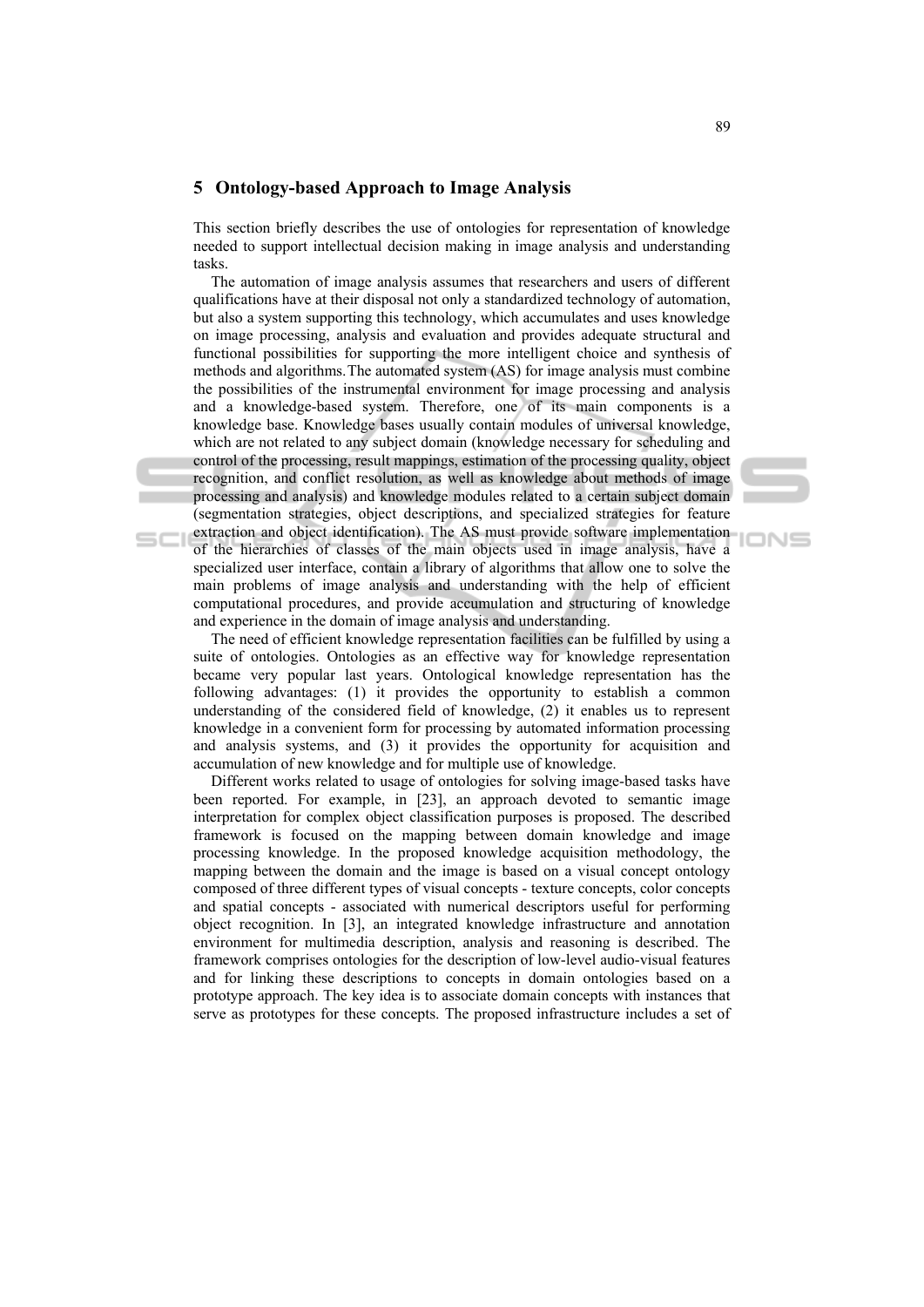## 5 Ontology-based Approach to Image Analysis

This section briefly describes the use of ontologies for representation of knowledge needed to support intellectual decision making in image analysis and understanding tasks.

The automation of image analysis assumes that researchers and users of different qualifications have at their disposal not only a standardized technology of automation, but also a system supporting this technology, which accumulates and uses knowledge on image processing, analysis and evaluation and provides adequate structural and functional possibilities for supporting the more intelligent choice and synthesis of methods and algorithms.The automated system (AS) for image analysis must combine the possibilities of the instrumental environment for image processing and analysis and a knowledge-based system. Therefore, one of its main components is a knowledge base. Knowledge bases usually contain modules of universal knowledge, which are not related to any subject domain (knowledge necessary for scheduling and control of the processing, result mappings, estimation of the processing quality, object recognition, and conflict resolution, as well as knowledge about methods of image processing and analysis) and knowledge modules related to a certain subject domain (segmentation strategies, object descriptions, and specialized strategies for feature extraction and object identification). The AS must provide software implementation of the hierarchies of classes of the main objects used in image analysis, have a specialized user interface, contain a library of algorithms that allow one to solve the main problems of image analysis and understanding with the help of efficient computational procedures, and provide accumulation and structuring of knowledge and experience in the domain of image analysis and understanding.

The need of efficient knowledge representation facilities can be fulfilled by using a suite of ontologies. Ontologies as an effective way for knowledge representation became very popular last years. Ontological knowledge representation has the following advantages: (1) it provides the opportunity to establish a common understanding of the considered field of knowledge, (2) it enables us to represent knowledge in a convenient form for processing by automated information processing and analysis systems, and (3) it provides the opportunity for acquisition and accumulation of new knowledge and for multiple use of knowledge.

Different works related to usage of ontologies for solving image-based tasks have been reported. For example, in [23], an approach devoted to semantic image interpretation for complex object classification purposes is proposed. The described framework is focused on the mapping between domain knowledge and image processing knowledge. In the proposed knowledge acquisition methodology, the mapping between the domain and the image is based on a visual concept ontology composed of three different types of visual concepts - texture concepts, color concepts and spatial concepts - associated with numerical descriptors useful for performing object recognition. In [3], an integrated knowledge infrastructure and annotation environment for multimedia description, analysis and reasoning is described. The framework comprises ontologies for the description of low-level audio-visual features and for linking these descriptions to concepts in domain ontologies based on a prototype approach. The key idea is to associate domain concepts with instances that serve as prototypes for these concepts. The proposed infrastructure includes a set of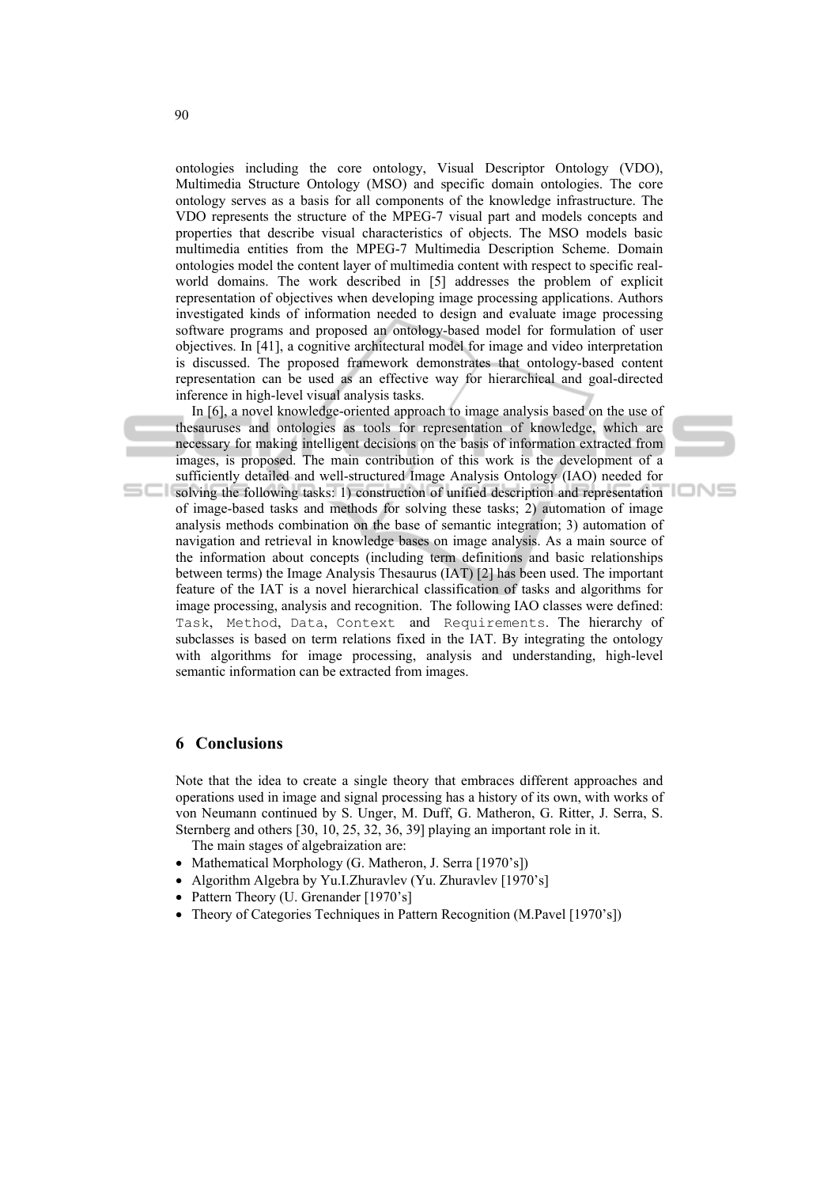ontologies including the core ontology, Visual Descriptor Ontology (VDO), Multimedia Structure Ontology (MSO) and specific domain ontologies. The core ontology serves as a basis for all components of the knowledge infrastructure. The VDO represents the structure of the MPEG-7 visual part and models concepts and properties that describe visual characteristics of objects. The MSO models basic multimedia entities from the MPEG-7 Multimedia Description Scheme. Domain ontologies model the content layer of multimedia content with respect to specific real-world domains. The work described in [5] addresses the problem of explicit representation of objectives when developing image processing applications. Authors investigated kinds of information needed to design and evaluate image processing software programs and proposed an ontology-based model for formulation of user objectives. In [41], a cognitive architectural model for image and video interpretation is discussed. The proposed framework demonstrates that ontology-based content representation can be used as an effective way for hierarchical and goal-directed inference in high-level visual analysis tasks.

In [6], a novel knowledge-oriented approach to image analysis based on the use of thesauruses and ontologies as tools for representation of knowledge, which are necessary for making intelligent decisions on the basis of information extracted from images, is proposed. The main contribution of this work is the development of a sufficiently detailed and well-structured Image Analysis Ontology (IAO) needed for solving the following tasks: 1) construction of unified description and representation of image-based tasks and methods for solving these tasks; 2) automation of image analysis methods combination on the base of semantic integration; 3) automation of navigation and retrieval in knowledge bases on image analysis. As a main source of the information about concepts (including term definitions and basic relationships between terms) the Image Analysis Thesaurus (IAT) [2] has been used. The important feature of the IAT is a novel hierarchical classification of tasks and algorithms for image processing, analysis and recognition. The following IAO classes were defined: `Task`, `Method`, `Data`, `Context` and `Requirements`. The hierarchy of subclasses is based on term relations fixed in the IAT. By integrating the ontology with algorithms for image processing, analysis and understanding, high-level semantic information can be extracted from images.

## 6 Conclusions

Note that the idea to create a single theory that embraces different approaches and operations used in image and signal processing has a history of its own, with works of von Neumann continued by S. Unger, M. Duff, G. Matheron, G. Ritter, J. Serra, S. Sternberg and others [30, 10, 25, 32, 36, 39] playing an important role in it.

The main stages of algebraization are:

- Mathematical Morphology (G. Matheron, J. Serra [1970's])
- Algorithm Algebra by Yu.I.Zhuravlev (Yu. Zhuravlev [1970's]
- Pattern Theory (U. Grenander [1970's]
- Theory of Categories Techniques in Pattern Recognition (M.Pavel [1970's])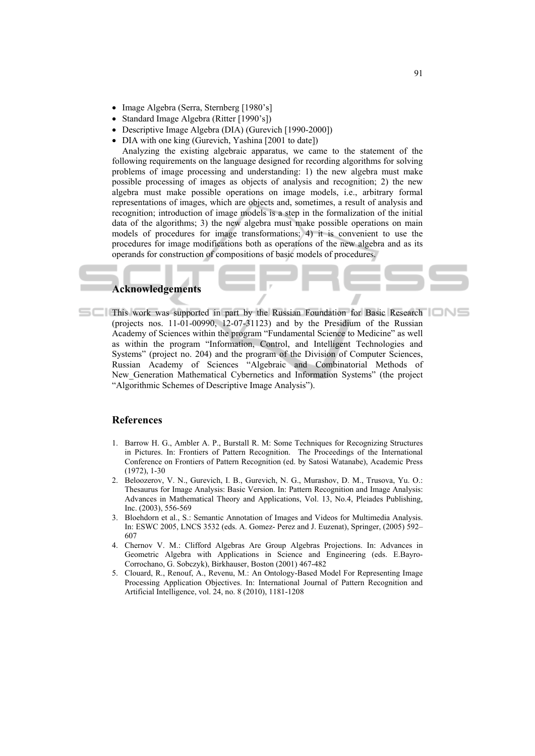- Image Algebra (Serra, Sternberg [1980's]
- Standard Image Algebra (Ritter [1990's])
- Descriptive Image Algebra (DIA) (Gurevich [1990-2000])
- DIA with one king (Gurevich, Yashina [2001 to date])

Analyzing the existing algebraic apparatus, we came to the statement of the following requirements on the language designed for recording algorithms for solving problems of image processing and understanding: 1) the new algebra must make possible processing of images as objects of analysis and recognition; 2) the new algebra must make possible operations on image models, i.e., arbitrary formal representations of images, which are objects and, sometimes, a result of analysis and recognition; introduction of image models is a step in the formalization of the initial data of the algorithms; 3) the new algebra must make possible operations on main models of procedures for image transformations; 4) it is convenient to use the procedures for image modifications both as operations of the new algebra and as its operands for construction of compositions of basic models of procedures.

## Acknowledgements

This work was supported in part by the Russian Foundation for Basic Research (projects nos. 11-01-00990, 12-07-31123) and by the Presidium of the Russian Academy of Sciences within the program "Fundamental Science to Medicine" as well as within the program "Information, Control, and Intelligent Technologies and Systems" (project no. 204) and the program of the Division of Computer Sciences, Russian Academy of Sciences "Algebraic and Combinatorial Methods of New_Generation Mathematical Cybernetics and Information Systems" (the project "Algorithmic Schemes of Descriptive Image Analysis").

## References

1. Barrow H. G., Ambler A. P., Burstall R. M: Some Techniques for Recognizing Structures in Pictures. In: Frontiers of Pattern Recognition. The Proceedings of the International Conference on Frontiers of Pattern Recognition (ed. by Satosi Watanabe), Academic Press (1972), 1-30
2. Beloozerov, V. N., Gurevich, I. B., Gurevich, N. G., Murashov, D. M., Trusova, Yu. O.: Thesaurus for Image Analysis: Basic Version. In: Pattern Recognition and Image Analysis: Advances in Mathematical Theory and Applications, Vol. 13, No.4, Pleiades Publishing, Inc. (2003), 556-569
3. Bloehdorn et al., S.: Semantic Annotation of Images and Videos for Multimedia Analysis. In: ESWC 2005, LNCS 3532 (eds. A. Gomez- Perez and J. Euzenat), Springer, (2005) 592–607
4. Chernov V. M.: Clifford Algebras Are Group Algebras Projections. In: Advances in Geometric Algebra with Applications in Science and Engineering (eds. E.Bayro-Corrochano, G. Sobczyk), Birkhauser, Boston (2001) 467-482
5. Clouard, R., Renouf, A., Revenu, M.: An Ontology-Based Model For Representing Image Processing Application Objectives. In: International Journal of Pattern Recognition and Artificial Intelligence, vol. 24, no. 8 (2010), 1181-1208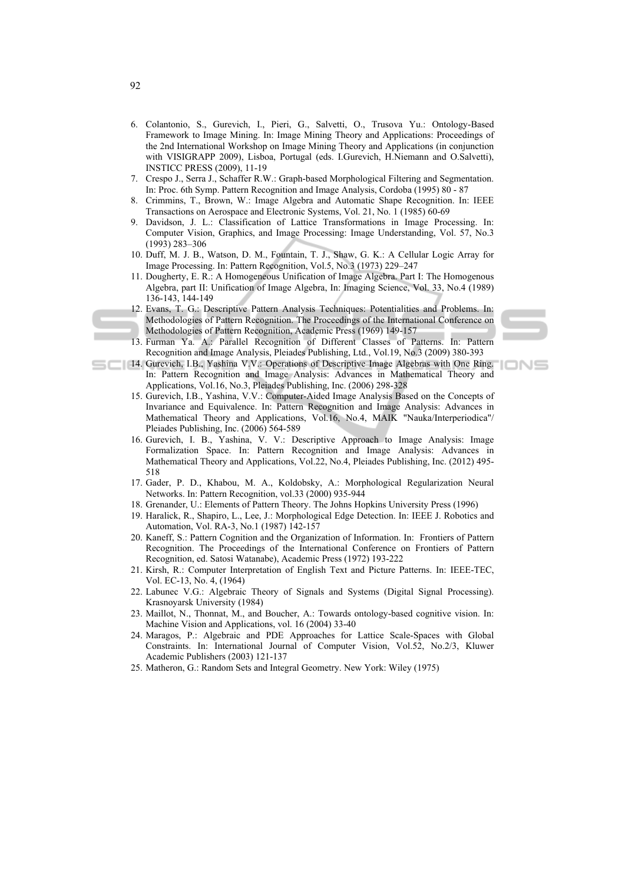6. Colantonio, S., Gurevich, I., Pieri, G., Salvetti, O., Trusova Yu.: Ontology-Based Framework to Image Mining. In: Image Mining Theory and Applications: Proceedings of the 2nd International Workshop on Image Mining Theory and Applications (in conjunction with VISIGRAPP 2009), Lisboa, Portugal (eds. I.Gurevich, H.Niemann and O.Salvetti), INSTICC PRESS (2009), 11-19
7. Crespo J., Serra J., Schaffer R.W.: Graph-based Morphological Filtering and Segmentation. In: Proc. 6th Symp. Pattern Recognition and Image Analysis, Cordoba (1995) 80 - 87
8. Crimmins, T., Brown, W.: Image Algebra and Automatic Shape Recognition. In: IEEE Transactions on Aerospace and Electronic Systems, Vol. 21, No. 1 (1985) 60-69
9. Davidson, J. L.: Classification of Lattice Transformations in Image Processing. In: Computer Vision, Graphics, and Image Processing: Image Understanding, Vol. 57, No.3 (1993) 283–306
10. Duff, M. J. B., Watson, D. M., Fountain, T. J., Shaw, G. K.: A Cellular Logic Array for Image Processing. In: Pattern Recognition, Vol.5, No.3 (1973) 229–247
11. Dougherty, E. R.: A Homogeneous Unification of Image Algebra. Part I: The Homogenous Algebra, part II: Unification of Image Algebra, In: Imaging Science, Vol. 33, No.4 (1989) 136-143, 144-149
12. Evans, T. G.: Descriptive Pattern Analysis Techniques: Potentialities and Problems. In: Methodologies of Pattern Recognition. The Proceedings of the International Conference on Methodologies of Pattern Recognition, Academic Press (1969) 149-157
13. Furman Ya. A.: Parallel Recognition of Different Classes of Patterns. In: Pattern Recognition and Image Analysis, Pleiades Publishing, Ltd., Vol.19, No.3 (2009) 380-393
14. Gurevich, I.B., Yashina V.V.: Operations of Descriptive Image Algebras with One Ring. In: Pattern Recognition and Image Analysis: Advances in Mathematical Theory and Applications, Vol.16, No.3, Pleiades Publishing, Inc. (2006) 298-328
15. Gurevich, I.B., Yashina, V.V.: Computer-Aided Image Analysis Based on the Concepts of Invariance and Equivalence. In: Pattern Recognition and Image Analysis: Advances in Mathematical Theory and Applications, Vol.16, No.4, MAIK "Nauka/Interperiodica"/ Pleiades Publishing, Inc. (2006) 564-589
16. Gurevich, I. B., Yashina, V. V.: Descriptive Approach to Image Analysis: Image Formalization Space. In: Pattern Recognition and Image Analysis: Advances in Mathematical Theory and Applications, Vol.22, No.4, Pleiades Publishing, Inc. (2012) 495-518
17. Gader, P. D., Khabou, M. A., Koldobsky, A.: Morphological Regularization Neural Networks. In: Pattern Recognition, vol.33 (2000) 935-944
18. Grenander, U.: Elements of Pattern Theory. The Johns Hopkins University Press (1996)
19. Haralick, R., Shapiro, L., Lee, J.: Morphological Edge Detection. In: IEEE J. Robotics and Automation, Vol. RA-3, No.1 (1987) 142-157
20. Kaneff, S.: Pattern Cognition and the Organization of Information. In: Frontiers of Pattern Recognition. The Proceedings of the International Conference on Frontiers of Pattern Recognition, ed. Satosi Watanabe), Academic Press (1972) 193-222
21. Kirsh, R.: Computer Interpretation of English Text and Picture Patterns. In: IEEE-TEC, Vol. EC-13, No. 4, (1964)
22. Labunec V.G.: Algebraic Theory of Signals and Systems (Digital Signal Processing). Krasnoyarsk University (1984)
23. Maillot, N., Thonnat, M., and Boucher, A.: Towards ontology-based cognitive vision. In: Machine Vision and Applications, vol. 16 (2004) 33-40
24. Maragos, P.: Algebraic and PDE Approaches for Lattice Scale-Spaces with Global Constraints. In: International Journal of Computer Vision, Vol.52, No.2/3, Kluwer Academic Publishers (2003) 121-137
25. Matheron, G.: Random Sets and Integral Geometry. New York: Wiley (1975)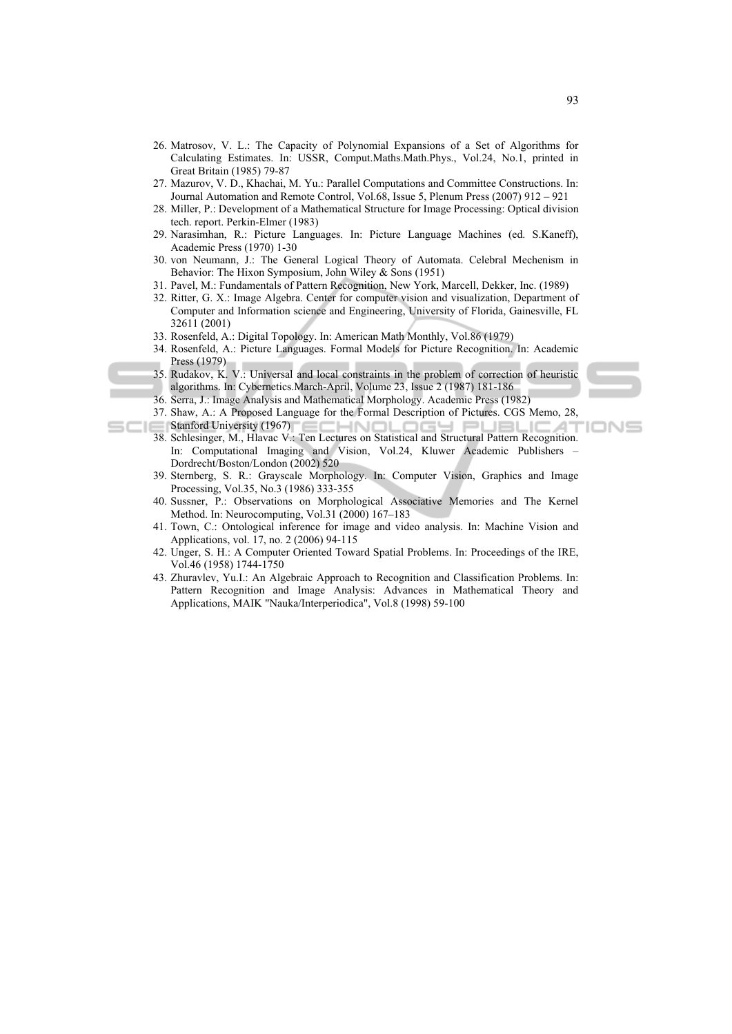26. Matrosov, V. L.: The Capacity of Polynomial Expansions of a Set of Algorithms for Calculating Estimates. In: USSR, Comput.Maths.Math.Phys., Vol.24, No.1, printed in Great Britain (1985) 79-87
27. Mazurov, V. D., Khachai, M. Yu.: Parallel Computations and Committee Constructions. In: Journal Automation and Remote Control, Vol.68, Issue 5, Plenum Press (2007) 912 – 921
28. Miller, P.: Development of a Mathematical Structure for Image Processing: Optical division tech. report. Perkin-Elmer (1983)
29. Narasimhan, R.: Picture Languages. In: Picture Language Machines (ed. S.Kaneff), Academic Press (1970) 1-30
30. von Neumann, J.: The General Logical Theory of Automata. Celebral Mechenism in Behavior: The Hixon Symposium, John Wiley & Sons (1951)
31. Pavel, M.: Fundamentals of Pattern Recognition, New York, Marcell, Dekker, Inc. (1989)
32. Ritter, G. X.: Image Algebra. Center for computer vision and visualization, Department of Computer and Information science and Engineering, University of Florida, Gainesville, FL 32611 (2001)
33. Rosenfeld, A.: Digital Topology. In: American Math Monthly, Vol.86 (1979)
34. Rosenfeld, A.: Picture Languages. Formal Models for Picture Recognition. In: Academic Press (1979)
35. Rudakov, K. V.: Universal and local constraints in the problem of correction of heuristic algorithms. In: Cybernetics.March-April, Volume 23, Issue 2 (1987) 181-186
36. Serra, J.: Image Analysis and Mathematical Morphology. Academic Press (1982)
37. Shaw, A.: A Proposed Language for the Formal Description of Pictures. CGS Memo, 28, Stanford University (1967)
38. Schlesinger, M., Hlavac V.: Ten Lectures on Statistical and Structural Pattern Recognition. In: Computational Imaging and Vision, Vol.24, Kluwer Academic Publishers – Dordrecht/Boston/London (2002) 520
39. Sternberg, S. R.: Grayscale Morphology. In: Computer Vision, Graphics and Image Processing, Vol.35, No.3 (1986) 333-355
40. Sussner, P.: Observations on Morphological Associative Memories and The Kernel Method. In: Neurocomputing, Vol.31 (2000) 167–183
41. Town, C.: Ontological inference for image and video analysis. In: Machine Vision and Applications, vol. 17, no. 2 (2006) 94-115
42. Unger, S. H.: A Computer Oriented Toward Spatial Problems. In: Proceedings of the IRE, Vol.46 (1958) 1744-1750
43. Zhuravlev, Yu.I.: An Algebraic Approach to Recognition and Classification Problems. In: Pattern Recognition and Image Analysis: Advances in Mathematical Theory and Applications, MAIK "Nauka/Interperiodica", Vol.8 (1998) 59-100